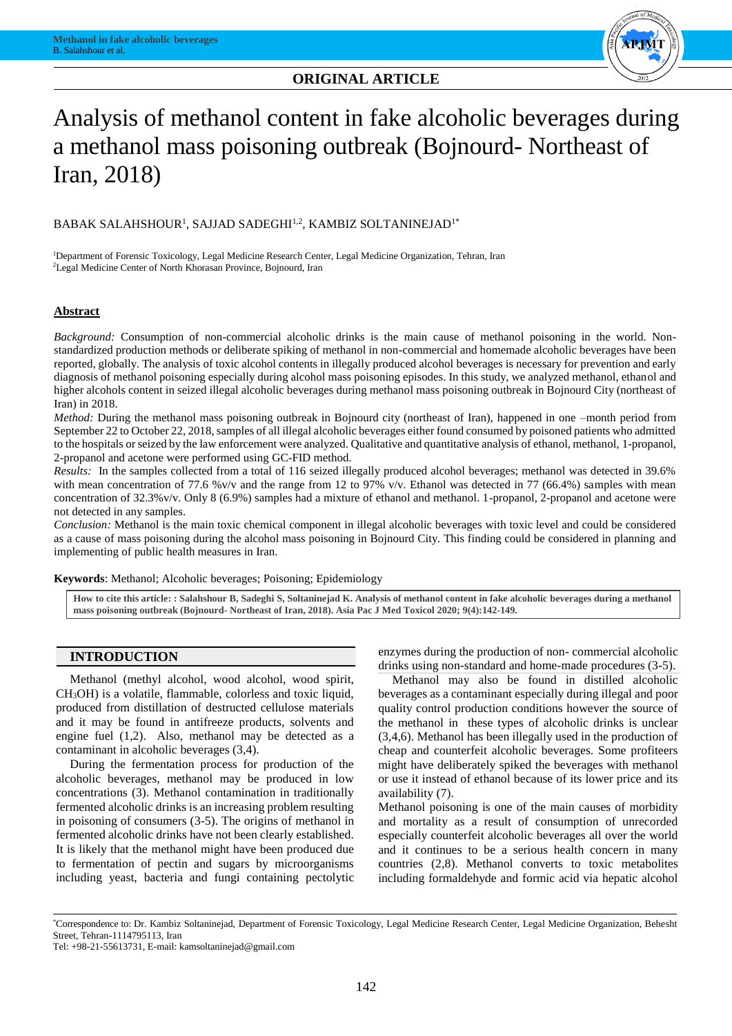ORIGINAL ARTICLE

# Analysis of methanol content in fake alcoholic beverages during a methanol mass poisoning outbreak (Bojnourd- Northeast of Iran, 2018)

BABAK SALAHSHOUR[1], SAJJAD SADEGHI[1,2], KAMBIZ SOLTANINEJAD[1*]

[1]Department of Forensic Toxicology, Legal Medicine Research Center, Legal Medicine Organization, Tehran, Iran
[2]Legal Medicine Center of North Khorasan Province, Bojnourd, Iran

## Abstract

*Background:* Consumption of non-commercial alcoholic drinks is the main cause of methanol poisoning in the world. Non-standardized production methods or deliberate spiking of methanol in non-commercial and homemade alcoholic beverages have been reported, globally. The analysis of toxic alcohol contents in illegally produced alcohol beverages is necessary for prevention and early diagnosis of methanol poisoning especially during alcohol mass poisoning episodes. In this study, we analyzed methanol, ethanol and higher alcohols content in seized illegal alcoholic beverages during methanol mass poisoning outbreak in Bojnourd City (northeast of Iran) in 2018.

*Method:* During the methanol mass poisoning outbreak in Bojnourd city (northeast of Iran), happened in one –month period from September 22 to October 22, 2018, samples of all illegal alcoholic beverages either found consumed by poisoned patients who admitted to the hospitals or seized by the law enforcement were analyzed. Qualitative and quantitative analysis of ethanol, methanol, 1-propanol, 2-propanol and acetone were performed using GC-FID method.

*Results:* In the samples collected from a total of 116 seized illegally produced alcohol beverages; methanol was detected in 39.6% with mean concentration of 77.6 %v/v and the range from 12 to 97% v/v. Ethanol was detected in 77 (66.4%) samples with mean concentration of 32.3%v/v. Only 8 (6.9%) samples had a mixture of ethanol and methanol. 1-propanol, 2-propanol and acetone were not detected in any samples.

*Conclusion:* Methanol is the main toxic chemical component in illegal alcoholic beverages with toxic level and could be considered as a cause of mass poisoning during the alcohol mass poisoning in Bojnourd City. This finding could be considered in planning and implementing of public health measures in Iran.

**Keywords**: Methanol; Alcoholic beverages; Poisoning; Epidemiology

**How to cite this article: : Salahshour B, Sadeghi S, Soltaninejad K. Analysis of methanol content in fake alcoholic beverages during a methanol mass poisoning outbreak (Bojnourd- Northeast of Iran, 2018). Asia Pac J Med Toxicol 2020; 9(4):142-149.**

## INTRODUCTION

Methanol (methyl alcohol, wood alcohol, wood spirit, $CH_3OH$) is a volatile, flammable, colorless and toxic liquid, produced from distillation of destructed cellulose materials and it may be found in antifreeze products, solvents and engine fuel (1,2). Also, methanol may be detected as a contaminant in alcoholic beverages (3,4).

During the fermentation process for production of the alcoholic beverages, methanol may be produced in low concentrations (3). Methanol contamination in traditionally fermented alcoholic drinks is an increasing problem resulting in poisoning of consumers (3-5). The origins of methanol in fermented alcoholic drinks have not been clearly established. It is likely that the methanol might have been produced due to fermentation of pectin and sugars by microorganisms including yeast, bacteria and fungi containing pectolytic enzymes during the production of non- commercial alcoholic drinks using non-standard and home-made procedures (3-5).

Methanol may also be found in distilled alcoholic beverages as a contaminant especially during illegal and poor quality control production conditions however the source of the methanol in these types of alcoholic drinks is unclear (3,4,6). Methanol has been illegally used in the production of cheap and counterfeit alcoholic beverages. Some profiteers might have deliberately spiked the beverages with methanol or use it instead of ethanol because of its lower price and its availability (7).

Methanol poisoning is one of the main causes of morbidity and mortality as a result of consumption of unrecorded especially counterfeit alcoholic beverages all over the world and it continues to be a serious health concern in many countries (2,8). Methanol converts to toxic metabolites including formaldehyde and formic acid via hepatic alcohol

*Correspondence to: Dr. Kambiz Soltaninejad, Department of Forensic Toxicology, Legal Medicine Research Center, Legal Medicine Organization, Behesht Street, Tehran-1114795113, Iran
Tel: +98-21-55613731, E-mail: kamsoltaninejad@gmail.com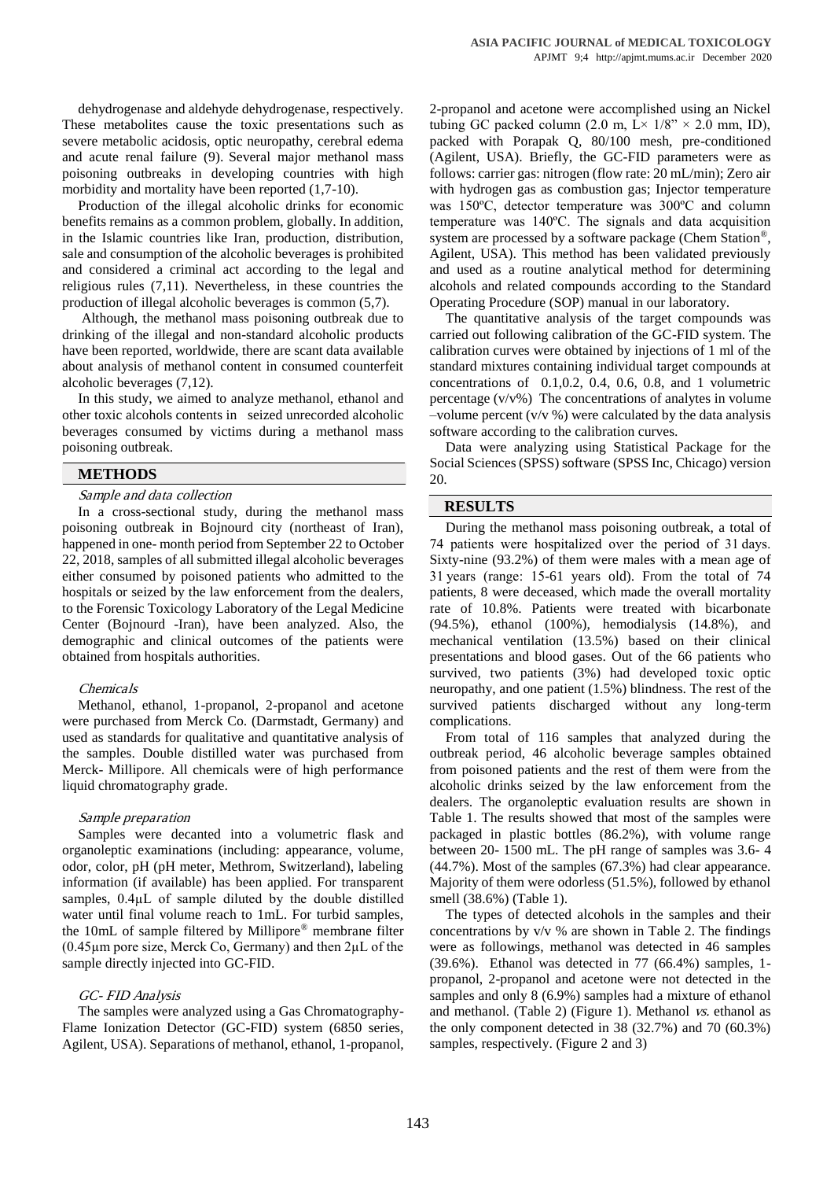dehydrogenase and aldehyde dehydrogenase, respectively. These metabolites cause the toxic presentations such as severe metabolic acidosis, optic neuropathy, cerebral edema and acute renal failure (9). Several major methanol mass poisoning outbreaks in developing countries with high morbidity and mortality have been reported (1,7-10).

Production of the illegal alcoholic drinks for economic benefits remains as a common problem, globally. In addition, in the Islamic countries like Iran, production, distribution, sale and consumption of the alcoholic beverages is prohibited and considered a criminal act according to the legal and religious rules (7,11). Nevertheless, in these countries the production of illegal alcoholic beverages is common (5,7).

Although, the methanol mass poisoning outbreak due to drinking of the illegal and non-standard alcoholic products have been reported, worldwide, there are scant data available about analysis of methanol content in consumed counterfeit alcoholic beverages (7,12).

In this study, we aimed to analyze methanol, ethanol and other toxic alcohols contents in seized unrecorded alcoholic beverages consumed by victims during a methanol mass poisoning outbreak.

## METHODS

### *Sample and data collection*

In a cross-sectional study, during the methanol mass poisoning outbreak in Bojnourd city (northeast of Iran), happened in one- month period from September 22 to October 22, 2018, samples of all submitted illegal alcoholic beverages either consumed by poisoned patients who admitted to the hospitals or seized by the law enforcement from the dealers, to the Forensic Toxicology Laboratory of the Legal Medicine Center (Bojnourd -Iran), have been analyzed. Also, the demographic and clinical outcomes of the patients were obtained from hospitals authorities.

### *Chemicals*

Methanol, ethanol, 1-propanol, 2-propanol and acetone were purchased from Merck Co. (Darmstadt, Germany) and used as standards for qualitative and quantitative analysis of the samples. Double distilled water was purchased from Merck- Millipore. All chemicals were of high performance liquid chromatography grade.

### *Sample preparation*

Samples were decanted into a volumetric flask and organoleptic examinations (including: appearance, volume, odor, color, pH (pH meter, Methrom, Switzerland), labeling information (if available) has been applied. For transparent samples, 0.4µL of sample diluted by the double distilled water until final volume reach to 1mL. For turbid samples, the 10mL of sample filtered by Millipore® membrane filter (0.45µm pore size, Merck Co, Germany) and then 2µL of the sample directly injected into GC-FID.

### *GC- FID Analysis*

The samples were analyzed using a Gas Chromatography-Flame Ionization Detector (GC-FID) system (6850 series, Agilent, USA). Separations of methanol, ethanol, 1-propanol, 2-propanol and acetone were accomplished using an Nickel tubing GC packed column (2.0 m, L× 1/8" × 2.0 mm, ID), packed with Porapak Q, 80/100 mesh, pre-conditioned (Agilent, USA). Briefly, the GC-FID parameters were as follows: carrier gas: nitrogen (flow rate: 20 mL/min); Zero air with hydrogen gas as combustion gas; Injector temperature was 150ºC, detector temperature was 300ºC and column temperature was 140ºC. The signals and data acquisition system are processed by a software package (Chem Station®, Agilent, USA). This method has been validated previously and used as a routine analytical method for determining alcohols and related compounds according to the Standard Operating Procedure (SOP) manual in our laboratory.

The quantitative analysis of the target compounds was carried out following calibration of the GC-FID system. The calibration curves were obtained by injections of 1 ml of the standard mixtures containing individual target compounds at concentrations of 0.1,0.2, 0.4, 0.6, 0.8, and 1 volumetric percentage (v/v%) The concentrations of analytes in volume –volume percent (v/v %) were calculated by the data analysis software according to the calibration curves.

Data were analyzing using Statistical Package for the Social Sciences (SPSS) software (SPSS Inc, Chicago) version 20.

## RESULTS

During the methanol mass poisoning outbreak, a total of 74 patients were hospitalized over the period of 31 days. Sixty-nine (93.2%) of them were males with a mean age of 31 years (range: 15-61 years old). From the total of 74 patients, 8 were deceased, which made the overall mortality rate of 10.8%. Patients were treated with bicarbonate (94.5%), ethanol (100%), hemodialysis (14.8%), and mechanical ventilation (13.5%) based on their clinical presentations and blood gases. Out of the 66 patients who survived, two patients (3%) had developed toxic optic neuropathy, and one patient (1.5%) blindness. The rest of the survived patients discharged without any long-term complications.

From total of 116 samples that analyzed during the outbreak period, 46 alcoholic beverage samples obtained from poisoned patients and the rest of them were from the alcoholic drinks seized by the law enforcement from the dealers. The organoleptic evaluation results are shown in Table 1. The results showed that most of the samples were packaged in plastic bottles (86.2%), with volume range between 20- 1500 mL. The pH range of samples was 3.6- 4 (44.7%). Most of the samples (67.3%) had clear appearance. Majority of them were odorless (51.5%), followed by ethanol smell (38.6%) (Table 1).

The types of detected alcohols in the samples and their concentrations by v/v % are shown in Table 2. The findings were as followings, methanol was detected in 46 samples (39.6%). Ethanol was detected in 77 (66.4%) samples, 1-propanol, 2-propanol and acetone were not detected in the samples and only 8 (6.9%) samples had a mixture of ethanol and methanol. (Table 2) (Figure 1). Methanol *vs.* ethanol as the only component detected in 38 (32.7%) and 70 (60.3%) samples, respectively. (Figure 2 and 3)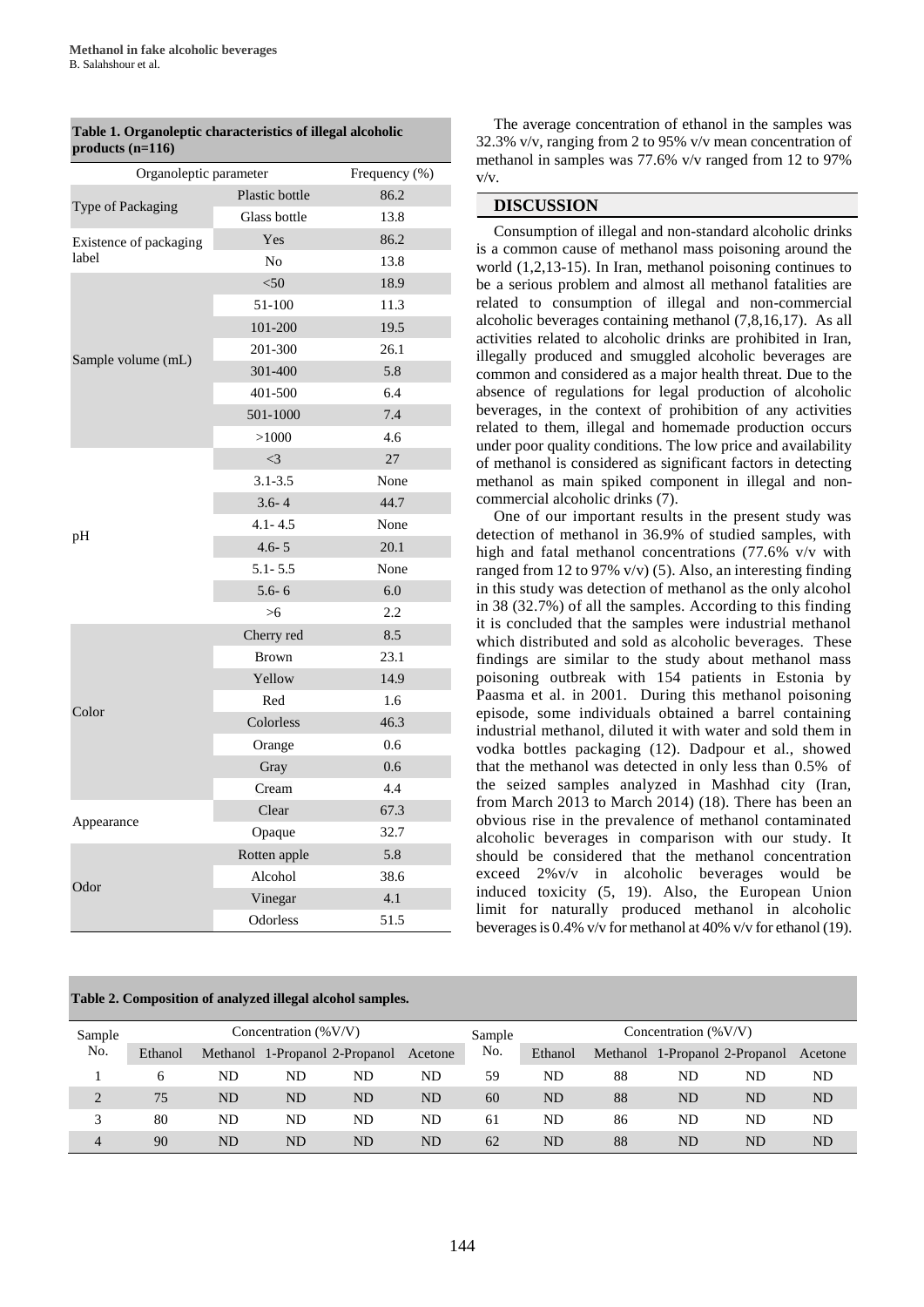**Table 1. Organoleptic characteristics of illegal alcoholic products (n=116)**

| Organoleptic parameter | | Frequency (%) |
|---|---|---|
| Type of Packaging | Plastic bottle | 86.2 |
| | Glass bottle | 13.8 |
| Existence of packaging label | Yes | 86.2 |
| | No | 13.8 |
| Sample volume (mL) | <50 | 18.9 |
| | 51-100 | 11.3 |
| | 101-200 | 19.5 |
| | 201-300 | 26.1 |
| | 301-400 | 5.8 |
| | 401-500 | 6.4 |
| | 501-1000 | 7.4 |
| | >1000 | 4.6 |
| pH | <3 | 27 |
| | 3.1-3.5 | None |
| | 3.6- 4 | 44.7 |
| | 4.1- 4.5 | None |
| | 4.6- 5 | 20.1 |
| | 5.1- 5.5 | None |
| | 5.6- 6 | 6.0 |
| | >6 | 2.2 |
| Color | Cherry red | 8.5 |
| | Brown | 23.1 |
| | Yellow | 14.9 |
| | Red | 1.6 |
| | Colorless | 46.3 |
| | Orange | 0.6 |
| | Gray | 0.6 |
| | Cream | 4.4 |
| Appearance | Clear | 67.3 |
| | Opaque | 32.7 |
| Odor | Rotten apple | 5.8 |
| | Alcohol | 38.6 |
| | Vinegar | 4.1 |
| | Odorless | 51.5 |

The average concentration of ethanol in the samples was 32.3% v/v, ranging from 2 to 95% v/v mean concentration of methanol in samples was 77.6% v/v ranged from 12 to 97% v/v.

## DISCUSSION

Consumption of illegal and non-standard alcoholic drinks is a common cause of methanol mass poisoning around the world (1,2,13-15). In Iran, methanol poisoning continues to be a serious problem and almost all methanol fatalities are related to consumption of illegal and non-commercial alcoholic beverages containing methanol (7,8,16,17). As all activities related to alcoholic drinks are prohibited in Iran, illegally produced and smuggled alcoholic beverages are common and considered as a major health threat. Due to the absence of regulations for legal production of alcoholic beverages, in the context of prohibition of any activities related to them, illegal and homemade production occurs under poor quality conditions. The low price and availability of methanol is considered as significant factors in detecting methanol as main spiked component in illegal and non-commercial alcoholic drinks (7).

One of our important results in the present study was detection of methanol in 36.9% of studied samples, with high and fatal methanol concentrations (77.6% v/v with ranged from 12 to 97% v/v) (5). Also, an interesting finding in this study was detection of methanol as the only alcohol in 38 (32.7%) of all the samples. According to this finding it is concluded that the samples were industrial methanol which distributed and sold as alcoholic beverages. These findings are similar to the study about methanol mass poisoning outbreak with 154 patients in Estonia by Paasma et al. in 2001. During this methanol poisoning episode, some individuals obtained a barrel containing industrial methanol, diluted it with water and sold them in vodka bottles packaging (12). Dadpour et al., showed that the methanol was detected in only less than 0.5% of the seized samples analyzed in Mashhad city (Iran, from March 2013 to March 2014) (18). There has been an obvious rise in the prevalence of methanol contaminated alcoholic beverages in comparison with our study. It should be considered that the methanol concentration exceed 2%v/v in alcoholic beverages would be induced toxicity (5, 19). Also, the European Union limit for naturally produced methanol in alcoholic beverages is 0.4% v/v for methanol at 40% v/v for ethanol (19).

**Table 2. Composition of analyzed illegal alcohol samples.**

| Sample No. | Concentration (%V/V) | | | | | Sample No. | Concentration (%V/V) | | | | |
|---|---|---|---|---|---|---|---|---|---|---|---|
| | Ethanol | Methanol | 1-Propanol | 2-Propanol | Acetone | | Ethanol | Methanol | 1-Propanol | 2-Propanol | Acetone |
| 1 | 6 | ND | ND | ND | ND | 59 | ND | 88 | ND | ND | ND |
| 2 | 75 | ND | ND | ND | ND | 60 | ND | 88 | ND | ND | ND |
| 3 | 80 | ND | ND | ND | ND | 61 | ND | 86 | ND | ND | ND |
| 4 | 90 | ND | ND | ND | ND | 62 | ND | 88 | ND | ND | ND |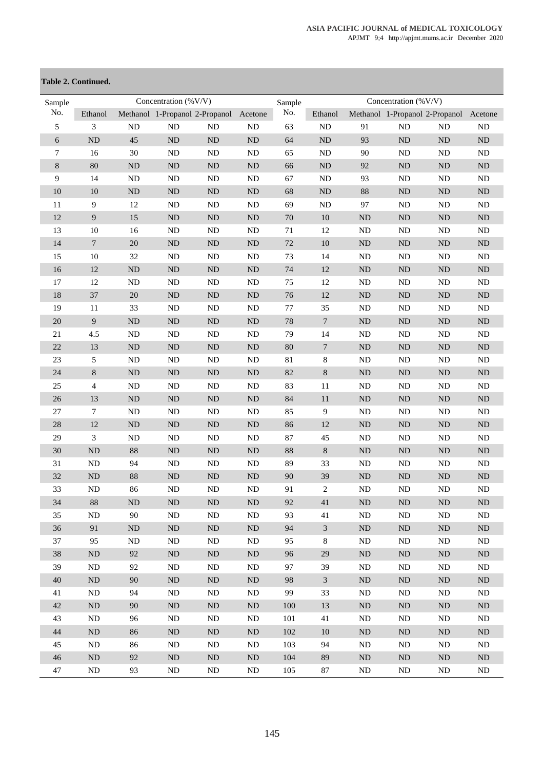**Table 2. Continued.**

| Sample No. | Concentration (%V/V) | | | | | Sample No. | Concentration (%V/V) | | | | |
|---|---|---|---|---|---|---|---|---|---|---|---|
| | Ethanol | Methanol | 1-Propanol | 2-Propanol | Acetone | | Ethanol | Methanol | 1-Propanol | 2-Propanol | Acetone |
| 5 | 3 | ND | ND | ND | ND | 63 | ND | 91 | ND | ND | ND |
| 6 | ND | 45 | ND | ND | ND | 64 | ND | 93 | ND | ND | ND |
| 7 | 16 | 30 | ND | ND | ND | 65 | ND | 90 | ND | ND | ND |
| 8 | 80 | ND | ND | ND | ND | 66 | ND | 92 | ND | ND | ND |
| 9 | 14 | ND | ND | ND | ND | 67 | ND | 93 | ND | ND | ND |
| 10 | 10 | ND | ND | ND | ND | 68 | ND | 88 | ND | ND | ND |
| 11 | 9 | 12 | ND | ND | ND | 69 | ND | 97 | ND | ND | ND |
| 12 | 9 | 15 | ND | ND | ND | 70 | 10 | ND | ND | ND | ND |
| 13 | 10 | 16 | ND | ND | ND | 71 | 12 | ND | ND | ND | ND |
| 14 | 7 | 20 | ND | ND | ND | 72 | 10 | ND | ND | ND | ND |
| 15 | 10 | 32 | ND | ND | ND | 73 | 14 | ND | ND | ND | ND |
| 16 | 12 | ND | ND | ND | ND | 74 | 12 | ND | ND | ND | ND |
| 17 | 12 | ND | ND | ND | ND | 75 | 12 | ND | ND | ND | ND |
| 18 | 37 | 20 | ND | ND | ND | 76 | 12 | ND | ND | ND | ND |
| 19 | 11 | 33 | ND | ND | ND | 77 | 35 | ND | ND | ND | ND |
| 20 | 9 | ND | ND | ND | ND | 78 | 7 | ND | ND | ND | ND |
| 21 | 4.5 | ND | ND | ND | ND | 79 | 14 | ND | ND | ND | ND |
| 22 | 13 | ND | ND | ND | ND | 80 | 7 | ND | ND | ND | ND |
| 23 | 5 | ND | ND | ND | ND | 81 | 8 | ND | ND | ND | ND |
| 24 | 8 | ND | ND | ND | ND | 82 | 8 | ND | ND | ND | ND |
| 25 | 4 | ND | ND | ND | ND | 83 | 11 | ND | ND | ND | ND |
| 26 | 13 | ND | ND | ND | ND | 84 | 11 | ND | ND | ND | ND |
| 27 | 7 | ND | ND | ND | ND | 85 | 9 | ND | ND | ND | ND |
| 28 | 12 | ND | ND | ND | ND | 86 | 12 | ND | ND | ND | ND |
| 29 | 3 | ND | ND | ND | ND | 87 | 45 | ND | ND | ND | ND |
| 30 | ND | 88 | ND | ND | ND | 88 | 8 | ND | ND | ND | ND |
| 31 | ND | 94 | ND | ND | ND | 89 | 33 | ND | ND | ND | ND |
| 32 | ND | 88 | ND | ND | ND | 90 | 39 | ND | ND | ND | ND |
| 33 | ND | 86 | ND | ND | ND | 91 | 2 | ND | ND | ND | ND |
| 34 | 88 | ND | ND | ND | ND | 92 | 41 | ND | ND | ND | ND |
| 35 | ND | 90 | ND | ND | ND | 93 | 41 | ND | ND | ND | ND |
| 36 | 91 | ND | ND | ND | ND | 94 | 3 | ND | ND | ND | ND |
| 37 | 95 | ND | ND | ND | ND | 95 | 8 | ND | ND | ND | ND |
| 38 | ND | 92 | ND | ND | ND | 96 | 29 | ND | ND | ND | ND |
| 39 | ND | 92 | ND | ND | ND | 97 | 39 | ND | ND | ND | ND |
| 40 | ND | 90 | ND | ND | ND | 98 | 3 | ND | ND | ND | ND |
| 41 | ND | 94 | ND | ND | ND | 99 | 33 | ND | ND | ND | ND |
| 42 | ND | 90 | ND | ND | ND | 100 | 13 | ND | ND | ND | ND |
| 43 | ND | 96 | ND | ND | ND | 101 | 41 | ND | ND | ND | ND |
| 44 | ND | 86 | ND | ND | ND | 102 | 10 | ND | ND | ND | ND |
| 45 | ND | 86 | ND | ND | ND | 103 | 94 | ND | ND | ND | ND |
| 46 | ND | 92 | ND | ND | ND | 104 | 89 | ND | ND | ND | ND |
| 47 | ND | 93 | ND | ND | ND | 105 | 87 | ND | ND | ND | ND |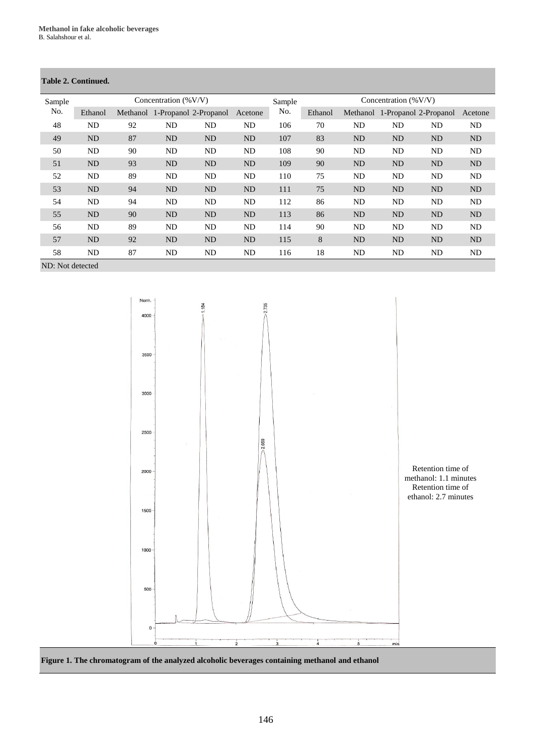**Table 2. Continued.**

| Sample No. | Concentration (%V/V) | | | | | Sample No. | Concentration (%V/V) | | | | |
|---|---|---|---|---|---|---|---|---|---|---|---|
| | Ethanol | Methanol | 1-Propanol | 2-Propanol | Acetone | | Ethanol | Methanol | 1-Propanol | 2-Propanol | Acetone |
| 48 | ND | 92 | ND | ND | ND | 106 | 70 | ND | ND | ND | ND |
| 49 | ND | 87 | ND | ND | ND | 107 | 83 | ND | ND | ND | ND |
| 50 | ND | 90 | ND | ND | ND | 108 | 90 | ND | ND | ND | ND |
| 51 | ND | 93 | ND | ND | ND | 109 | 90 | ND | ND | ND | ND |
| 52 | ND | 89 | ND | ND | ND | 110 | 75 | ND | ND | ND | ND |
| 53 | ND | 94 | ND | ND | ND | 111 | 75 | ND | ND | ND | ND |
| 54 | ND | 94 | ND | ND | ND | 112 | 86 | ND | ND | ND | ND |
| 55 | ND | 90 | ND | ND | ND | 113 | 86 | ND | ND | ND | ND |
| 56 | ND | 89 | ND | ND | ND | 114 | 90 | ND | ND | ND | ND |
| 57 | ND | 92 | ND | ND | ND | 115 | 8 | ND | ND | ND | ND |
| 58 | ND | 87 | ND | ND | ND | 116 | 18 | ND | ND | ND | ND |

ND: Not detected

Retention time of methanol: 1.1 minutes
Retention time of ethanol: 2.7 minutes

**Figure 1. The chromatogram of the analyzed alcoholic beverages containing methanol and ethanol**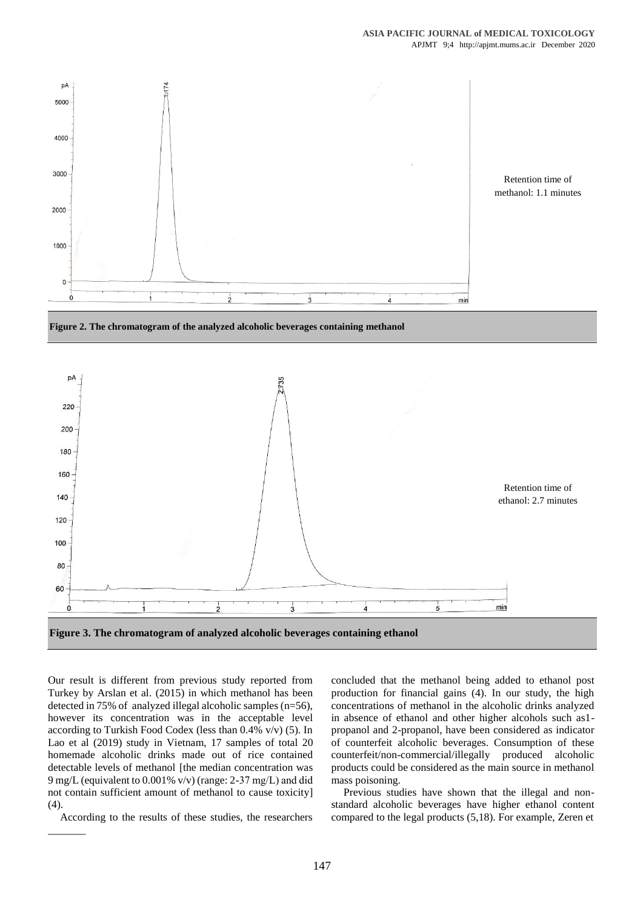Retention time of methanol: 1.1 minutes

**Figure 2. The chromatogram of the analyzed alcoholic beverages containing methanol**

Retention time of ethanol: 2.7 minutes

**Figure 3. The chromatogram of analyzed alcoholic beverages containing ethanol**

Our result is different from previous study reported from Turkey by Arslan et al. (2015) in which methanol has been detected in 75% of analyzed illegal alcoholic samples (n=56), however its concentration was in the acceptable level according to Turkish Food Codex (less than 0.4% v/v) (5). In Lao et al (2019) study in Vietnam, 17 samples of total 20 homemade alcoholic drinks made out of rice contained detectable levels of methanol [the median concentration was 9 mg/L (equivalent to 0.001% v/v) (range: 2-37 mg/L) and did not contain sufficient amount of methanol to cause toxicity] (4).

According to the results of these studies, the researchers concluded that the methanol being added to ethanol post production for financial gains (4). In our study, the high concentrations of methanol in the alcoholic drinks analyzed in absence of ethanol and other higher alcohols such as1-propanol and 2-propanol, have been considered as indicator of counterfeit alcoholic beverages. Consumption of these counterfeit/non-commercial/illegally produced alcoholic products could be considered as the main source in methanol mass poisoning.

Previous studies have shown that the illegal and non-standard alcoholic beverages have higher ethanol content compared to the legal products (5,18). For example, Zeren et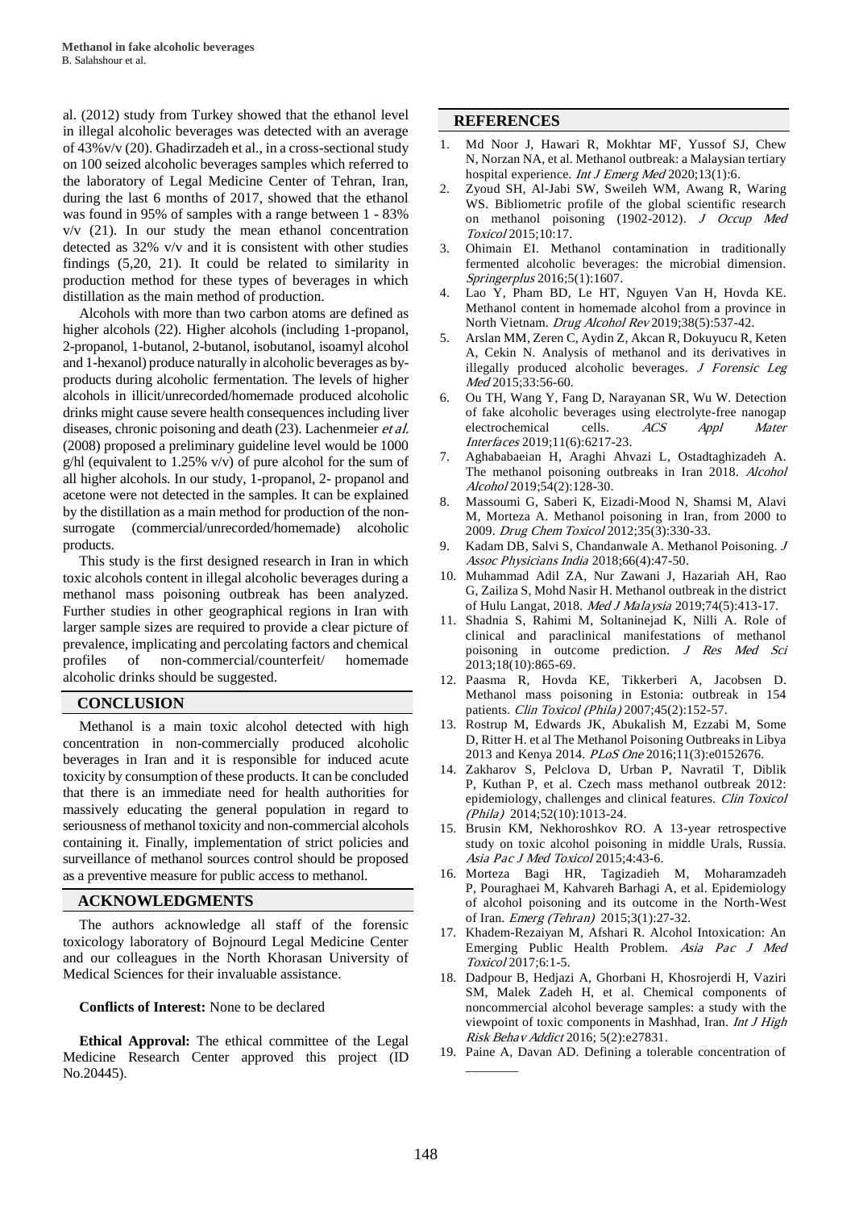al. (2012) study from Turkey showed that the ethanol level in illegal alcoholic beverages was detected with an average of 43%v/v (20). Ghadirzadeh et al., in a cross-sectional study on 100 seized alcoholic beverages samples which referred to the laboratory of Legal Medicine Center of Tehran, Iran, during the last 6 months of 2017, showed that the ethanol was found in 95% of samples with a range between 1 - 83% v/v (21). In our study the mean ethanol concentration detected as 32% v/v and it is consistent with other studies findings (5,20, 21). It could be related to similarity in production method for these types of beverages in which distillation as the main method of production.

Alcohols with more than two carbon atoms are defined as higher alcohols (22). Higher alcohols (including 1-propanol, 2-propanol, 1-butanol, 2-butanol, isobutanol, isoamyl alcohol and 1-hexanol) produce naturally in alcoholic beverages as by-products during alcoholic fermentation. The levels of higher alcohols in illicit/unrecorded/homemade produced alcoholic drinks might cause severe health consequences including liver diseases, chronic poisoning and death (23). Lachenmeier *et al.* (2008) proposed a preliminary guideline level would be 1000 g/hl (equivalent to 1.25% v/v) of pure alcohol for the sum of all higher alcohols. In our study, 1-propanol, 2- propanol and acetone were not detected in the samples. It can be explained by the distillation as a main method for production of the non-surrogate (commercial/unrecorded/homemade) alcoholic products.

This study is the first designed research in Iran in which toxic alcohols content in illegal alcoholic beverages during a methanol mass poisoning outbreak has been analyzed. Further studies in other geographical regions in Iran with larger sample sizes are required to provide a clear picture of prevalence, implicating and percolating factors and chemical profiles of non-commercial/counterfeit/ homemade alcoholic drinks should be suggested.

## CONCLUSION

Methanol is a main toxic alcohol detected with high concentration in non-commercially produced alcoholic beverages in Iran and it is responsible for induced acute toxicity by consumption of these products. It can be concluded that there is an immediate need for health authorities for massively educating the general population in regard to seriousness of methanol toxicity and non-commercial alcohols containing it. Finally, implementation of strict policies and surveillance of methanol sources control should be proposed as a preventive measure for public access to methanol.

## ACKNOWLEDGMENTS

The authors acknowledge all staff of the forensic toxicology laboratory of Bojnourd Legal Medicine Center and our colleagues in the North Khorasan University of Medical Sciences for their invaluable assistance.

**Conflicts of Interest:** None to be declared

**Ethical Approval:** The ethical committee of the Legal Medicine Research Center approved this project (ID No.20445).

## REFERENCES

1. Md Noor J, Hawari R, Mokhtar MF, Yussof SJ, Chew N, Norzan NA, et al. Methanol outbreak: a Malaysian tertiary hospital experience. *Int J Emerg Med* 2020;13(1):6.
2. Zyoud SH, Al-Jabi SW, Sweileh WM, Awang R, Waring WS. Bibliometric profile of the global scientific research on methanol poisoning (1902-2012). *J Occup Med Toxicol* 2015;10:17.
3. Ohimain EI. Methanol contamination in traditionally fermented alcoholic beverages: the microbial dimension. *Springerplus* 2016;5(1):1607.
4. Lao Y, Pham BD, Le HT, Nguyen Van H, Hovda KE. Methanol content in homemade alcohol from a province in North Vietnam. *Drug Alcohol Rev* 2019;38(5):537-42.
5. Arslan MM, Zeren C, Aydin Z, Akcan R, Dokuyucu R, Keten A, Cekin N. Analysis of methanol and its derivatives in illegally produced alcoholic beverages. *J Forensic Leg Med* 2015;33:56-60.
6. Ou TH, Wang Y, Fang D, Narayanan SR, Wu W. Detection of fake alcoholic beverages using electrolyte-free nanogap electrochemical cells. *ACS Appl Mater Interfaces* 2019;11(6):6217-23.
7. Aghababaeian H, Araghi Ahvazi L, Ostadtaghizadeh A. The methanol poisoning outbreaks in Iran 2018. *Alcohol Alcohol* 2019;54(2):128-30.
8. Massoumi G, Saberi K, Eizadi-Mood N, Shamsi M, Alavi M, Morteza A. Methanol poisoning in Iran, from 2000 to 2009. *Drug Chem Toxicol* 2012;35(3):330-33.
9. Kadam DB, Salvi S, Chandanwale A. Methanol Poisoning. *J Assoc Physicians India* 2018;66(4):47-50.
10. Muhammad Adil ZA, Nur Zawani J, Hazariah AH, Rao G, Zailiza S, Mohd Nasir H. Methanol outbreak in the district of Hulu Langat, 2018. *Med J Malaysia* 2019;74(5):413-17.
11. Shadnia S, Rahimi M, Soltaninejad K, Nilli A. Role of clinical and paraclinical manifestations of methanol poisoning in outcome prediction. *J Res Med Sci* 2013;18(10):865-69.
12. Paasma R, Hovda KE, Tikkerberi A, Jacobsen D. Methanol mass poisoning in Estonia: outbreak in 154 patients. *Clin Toxicol (Phila)* 2007;45(2):152-57.
13. Rostrup M, Edwards JK, Abukalish M, Ezzabi M, Some D, Ritter H. et al The Methanol Poisoning Outbreaks in Libya 2013 and Kenya 2014. *PLoS One* 2016;11(3):e0152676.
14. Zakharov S, Pelclova D, Urban P, Navratil T, Diblik P, Kuthan P, et al. Czech mass methanol outbreak 2012: epidemiology, challenges and clinical features. *Clin Toxicol (Phila)* 2014;52(10):1013-24.
15. Brusin KM, Nekhoroshkov RO. A 13-year retrospective study on toxic alcohol poisoning in middle Urals, Russia. *Asia Pac J Med Toxicol* 2015;4:43-6.
16. Morteza Bagi HR, Tagizadieh M, Moharamzadeh P, Pouraghaei M, Kahvareh Barhagi A, et al. Epidemiology of alcohol poisoning and its outcome in the North-West of Iran. *Emerg (Tehran)* 2015;3(1):27-32.
17. Khadem-Rezaiyan M, Afshari R. Alcohol Intoxication: An Emerging Public Health Problem. *Asia Pac J Med Toxicol* 2017;6:1-5.
18. Dadpour B, Hedjazi A, Ghorbani H, Khosrojerdi H, Vaziri SM, Malek Zadeh H, et al. Chemical components of noncommercial alcohol beverage samples: a study with the viewpoint of toxic components in Mashhad, Iran. *Int J High Risk Behav Addict* 2016; 5(2):e27831.
19. Paine A, Davan AD. Defining a tolerable concentration of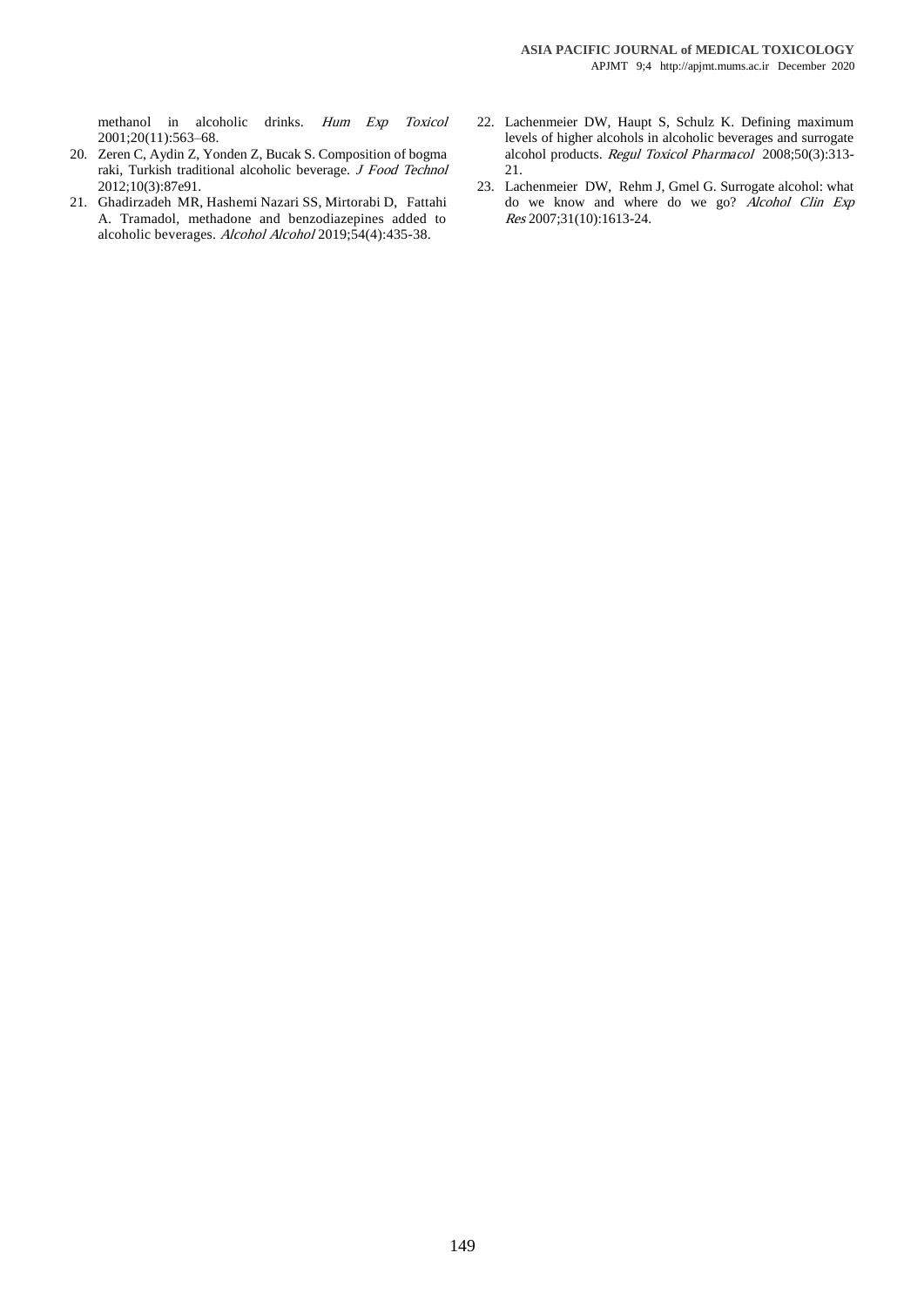methanol in alcoholic drinks. *Hum Exp Toxicol* 2001;20(11):563–68.

20. Zeren C, Aydin Z, Yonden Z, Bucak S. Composition of bogma raki, Turkish traditional alcoholic beverage. *J Food Technol* 2012;10(3):87e91.
21. Ghadirzadeh MR, Hashemi Nazari SS, Mirtorabi D, Fattahi A. Tramadol, methadone and benzodiazepines added to alcoholic beverages. *Alcohol Alcohol* 2019;54(4):435-38.
22. Lachenmeier DW, Haupt S, Schulz K. Defining maximum levels of higher alcohols in alcoholic beverages and surrogate alcohol products. *Regul Toxicol Pharmacol* 2008;50(3):313-21.
23. Lachenmeier DW, Rehm J, Gmel G. Surrogate alcohol: what do we know and where do we go? *Alcohol Clin Exp Res* 2007;31(10):1613-24.